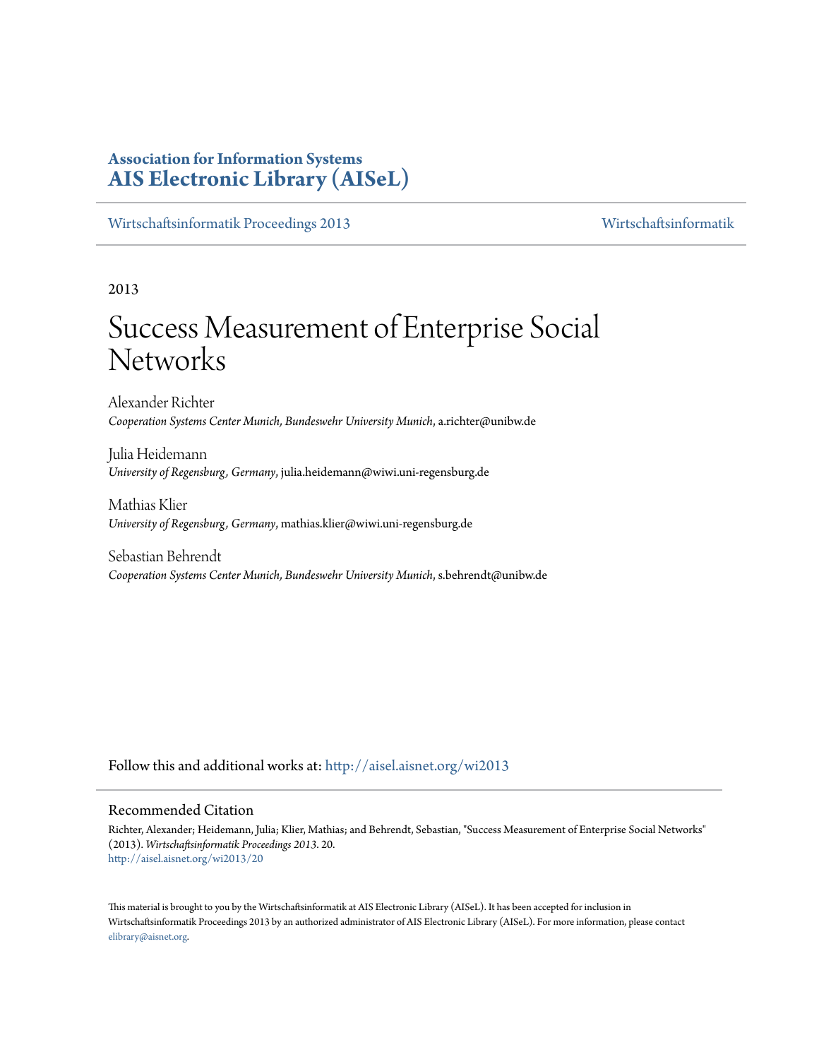**Association for Information Systems**
**AIS Electronic Library (AISeL)**

Wirtschaftsinformatik Proceedings 2013 | Wirtschaftsinformatik

2013

# Success Measurement of Enterprise Social Networks

Alexander Richter
*Cooperation Systems Center Munich, Bundeswehr University Munich*, a.richter@unibw.de

Julia Heidemann
*University of Regensburg, Germany*, julia.heidemann@wiwi.uni-regensburg.de

Mathias Klier
*University of Regensburg, Germany*, mathias.klier@wiwi.uni-regensburg.de

Sebastian Behrendt
*Cooperation Systems Center Munich, Bundeswehr University Munich*, s.behrendt@unibw.de

Follow this and additional works at: http://aisel.aisnet.org/wi2013

## Recommended Citation

Richter, Alexander; Heidemann, Julia; Klier, Mathias; and Behrendt, Sebastian, "Success Measurement of Enterprise Social Networks" (2013). *Wirtschaftsinformatik Proceedings 2013*. 20.
http://aisel.aisnet.org/wi2013/20

This material is brought to you by the Wirtschaftsinformatik at AIS Electronic Library (AISeL). It has been accepted for inclusion in Wirtschaftsinformatik Proceedings 2013 by an authorized administrator of AIS Electronic Library (AISeL). For more information, please contact elibrary@aisnet.org.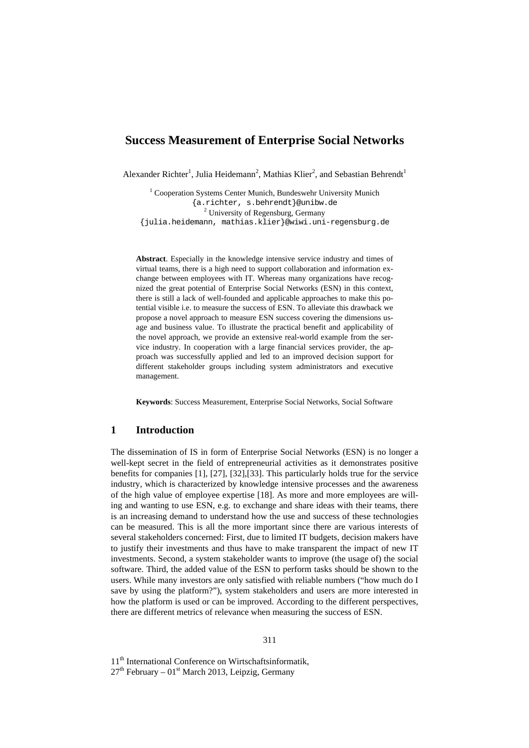# Success Measurement of Enterprise Social Networks

Alexander Richter[1], Julia Heidemann[2], Mathias Klier[2], and Sebastian Behrendt[1]

[1] Cooperation Systems Center Munich, Bundeswehr University Munich
{a.richter, s.behrendt}@unibw.de
[2] University of Regensburg, Germany
{julia.heidemann, mathias.klier}@wiwi.uni-regensburg.de

**Abstract**. Especially in the knowledge intensive service industry and times of virtual teams, there is a high need to support collaboration and information exchange between employees with IT. Whereas many organizations have recognized the great potential of Enterprise Social Networks (ESN) in this context, there is still a lack of well-founded and applicable approaches to make this potential visible i.e. to measure the success of ESN. To alleviate this drawback we propose a novel approach to measure ESN success covering the dimensions usage and business value. To illustrate the practical benefit and applicability of the novel approach, we provide an extensive real-world example from the service industry. In cooperation with a large financial services provider, the approach was successfully applied and led to an improved decision support for different stakeholder groups including system administrators and executive management.

**Keywords**: Success Measurement, Enterprise Social Networks, Social Software

## 1 Introduction

The dissemination of IS in form of Enterprise Social Networks (ESN) is no longer a well-kept secret in the field of entrepreneurial activities as it demonstrates positive benefits for companies [1], [27], [32],[33]. This particularly holds true for the service industry, which is characterized by knowledge intensive processes and the awareness of the high value of employee expertise [18]. As more and more employees are willing and wanting to use ESN, e.g. to exchange and share ideas with their teams, there is an increasing demand to understand how the use and success of these technologies can be measured. This is all the more important since there are various interests of several stakeholders concerned: First, due to limited IT budgets, decision makers have to justify their investments and thus have to make transparent the impact of new IT investments. Second, a system stakeholder wants to improve (the usage of) the social software. Third, the added value of the ESN to perform tasks should be shown to the users. While many investors are only satisfied with reliable numbers ("how much do I save by using the platform?"), system stakeholders and users are more interested in how the platform is used or can be improved. According to the different perspectives, there are different metrics of relevance when measuring the success of ESN.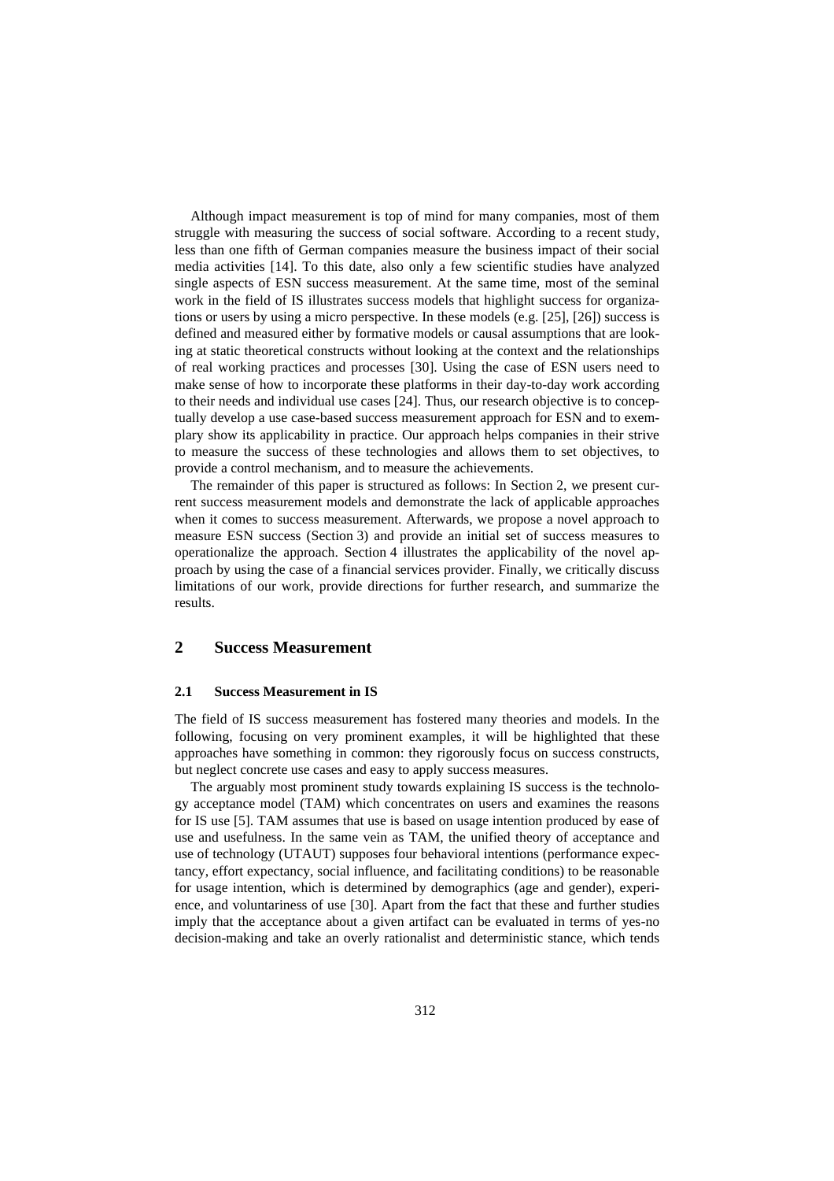Although impact measurement is top of mind for many companies, most of them struggle with measuring the success of social software. According to a recent study, less than one fifth of German companies measure the business impact of their social media activities [14]. To this date, also only a few scientific studies have analyzed single aspects of ESN success measurement. At the same time, most of the seminal work in the field of IS illustrates success models that highlight success for organizations or users by using a micro perspective. In these models (e.g. [25], [26]) success is defined and measured either by formative models or causal assumptions that are looking at static theoretical constructs without looking at the context and the relationships of real working practices and processes [30]. Using the case of ESN users need to make sense of how to incorporate these platforms in their day-to-day work according to their needs and individual use cases [24]. Thus, our research objective is to conceptually develop a use case-based success measurement approach for ESN and to exemplary show its applicability in practice. Our approach helps companies in their strive to measure the success of these technologies and allows them to set objectives, to provide a control mechanism, and to measure the achievements.

The remainder of this paper is structured as follows: In Section 2, we present current success measurement models and demonstrate the lack of applicable approaches when it comes to success measurement. Afterwards, we propose a novel approach to measure ESN success (Section 3) and provide an initial set of success measures to operationalize the approach. Section 4 illustrates the applicability of the novel approach by using the case of a financial services provider. Finally, we critically discuss limitations of our work, provide directions for further research, and summarize the results.

## 2 Success Measurement

### 2.1 Success Measurement in IS

The field of IS success measurement has fostered many theories and models. In the following, focusing on very prominent examples, it will be highlighted that these approaches have something in common: they rigorously focus on success constructs, but neglect concrete use cases and easy to apply success measures.

The arguably most prominent study towards explaining IS success is the technology acceptance model (TAM) which concentrates on users and examines the reasons for IS use [5]. TAM assumes that use is based on usage intention produced by ease of use and usefulness. In the same vein as TAM, the unified theory of acceptance and use of technology (UTAUT) supposes four behavioral intentions (performance expectancy, effort expectancy, social influence, and facilitating conditions) to be reasonable for usage intention, which is determined by demographics (age and gender), experience, and voluntariness of use [30]. Apart from the fact that these and further studies imply that the acceptance about a given artifact can be evaluated in terms of yes-no decision-making and take an overly rationalist and deterministic stance, which tends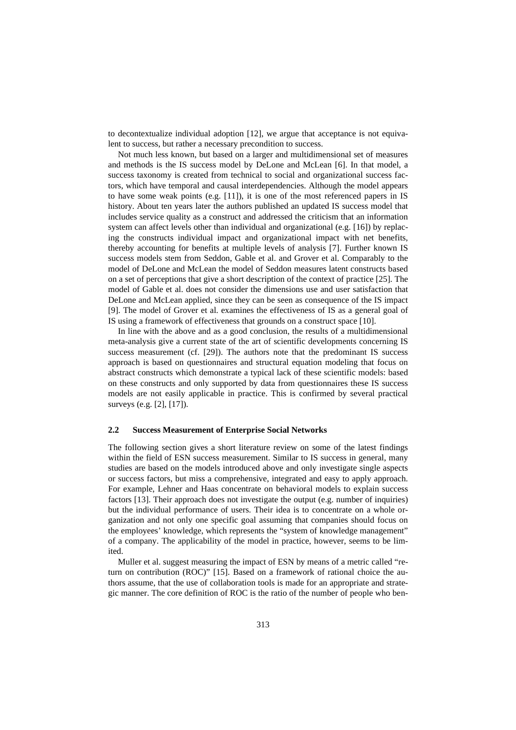to decontextualize individual adoption [12], we argue that acceptance is not equivalent to success, but rather a necessary precondition to success.

Not much less known, but based on a larger and multidimensional set of measures and methods is the IS success model by DeLone and McLean [6]. In that model, a success taxonomy is created from technical to social and organizational success factors, which have temporal and causal interdependencies. Although the model appears to have some weak points (e.g. [11]), it is one of the most referenced papers in IS history. About ten years later the authors published an updated IS success model that includes service quality as a construct and addressed the criticism that an information system can affect levels other than individual and organizational (e.g. [16]) by replacing the constructs individual impact and organizational impact with net benefits, thereby accounting for benefits at multiple levels of analysis [7]. Further known IS success models stem from Seddon, Gable et al. and Grover et al. Comparably to the model of DeLone and McLean the model of Seddon measures latent constructs based on a set of perceptions that give a short description of the context of practice [25]. The model of Gable et al. does not consider the dimensions use and user satisfaction that DeLone and McLean applied, since they can be seen as consequence of the IS impact [9]. The model of Grover et al. examines the effectiveness of IS as a general goal of IS using a framework of effectiveness that grounds on a construct space [10].

In line with the above and as a good conclusion, the results of a multidimensional meta-analysis give a current state of the art of scientific developments concerning IS success measurement (cf. [29]). The authors note that the predominant IS success approach is based on questionnaires and structural equation modeling that focus on abstract constructs which demonstrate a typical lack of these scientific models: based on these constructs and only supported by data from questionnaires these IS success models are not easily applicable in practice. This is confirmed by several practical surveys (e.g. [2], [17]).

## 2.2 Success Measurement of Enterprise Social Networks

The following section gives a short literature review on some of the latest findings within the field of ESN success measurement. Similar to IS success in general, many studies are based on the models introduced above and only investigate single aspects or success factors, but miss a comprehensive, integrated and easy to apply approach. For example, Lehner and Haas concentrate on behavioral models to explain success factors [13]. Their approach does not investigate the output (e.g. number of inquiries) but the individual performance of users. Their idea is to concentrate on a whole organization and not only one specific goal assuming that companies should focus on the employees' knowledge, which represents the "system of knowledge management" of a company. The applicability of the model in practice, however, seems to be limited.

Muller et al. suggest measuring the impact of ESN by means of a metric called "return on contribution (ROC)" [15]. Based on a framework of rational choice the authors assume, that the use of collaboration tools is made for an appropriate and strategic manner. The core definition of ROC is the ratio of the number of people who ben-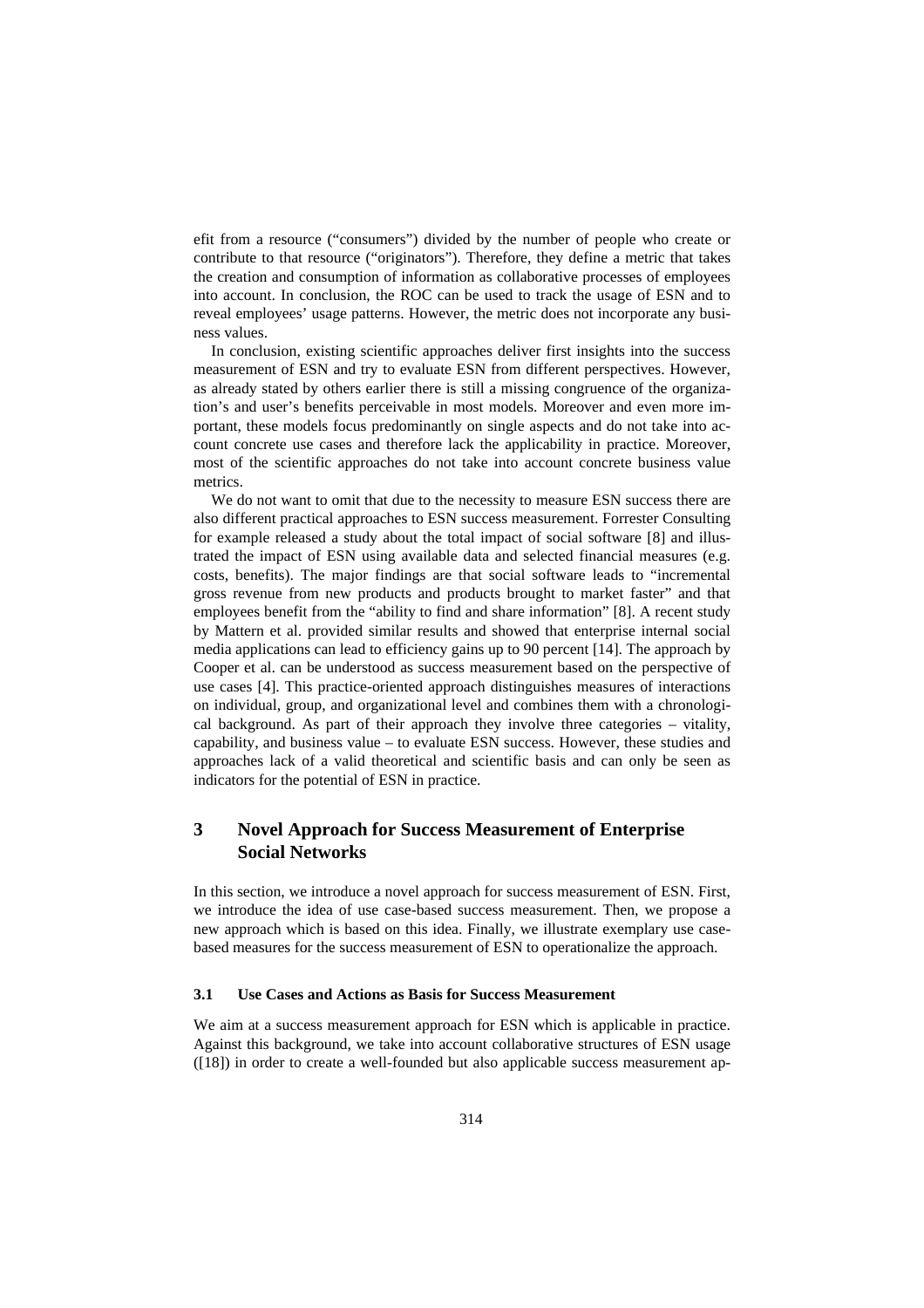efit from a resource ("consumers") divided by the number of people who create or contribute to that resource ("originators"). Therefore, they define a metric that takes the creation and consumption of information as collaborative processes of employees into account. In conclusion, the ROC can be used to track the usage of ESN and to reveal employees' usage patterns. However, the metric does not incorporate any business values.

In conclusion, existing scientific approaches deliver first insights into the success measurement of ESN and try to evaluate ESN from different perspectives. However, as already stated by others earlier there is still a missing congruence of the organization's and user's benefits perceivable in most models. Moreover and even more important, these models focus predominantly on single aspects and do not take into account concrete use cases and therefore lack the applicability in practice. Moreover, most of the scientific approaches do not take into account concrete business value metrics.

We do not want to omit that due to the necessity to measure ESN success there are also different practical approaches to ESN success measurement. Forrester Consulting for example released a study about the total impact of social software [8] and illustrated the impact of ESN using available data and selected financial measures (e.g. costs, benefits). The major findings are that social software leads to "incremental gross revenue from new products and products brought to market faster" and that employees benefit from the "ability to find and share information" [8]. A recent study by Mattern et al. provided similar results and showed that enterprise internal social media applications can lead to efficiency gains up to 90 percent [14]. The approach by Cooper et al. can be understood as success measurement based on the perspective of use cases [4]. This practice-oriented approach distinguishes measures of interactions on individual, group, and organizational level and combines them with a chronological background. As part of their approach they involve three categories – vitality, capability, and business value – to evaluate ESN success. However, these studies and approaches lack of a valid theoretical and scientific basis and can only be seen as indicators for the potential of ESN in practice.

## 3 Novel Approach for Success Measurement of Enterprise Social Networks

In this section, we introduce a novel approach for success measurement of ESN. First, we introduce the idea of use case-based success measurement. Then, we propose a new approach which is based on this idea. Finally, we illustrate exemplary use case-based measures for the success measurement of ESN to operationalize the approach.

### 3.1 Use Cases and Actions as Basis for Success Measurement

We aim at a success measurement approach for ESN which is applicable in practice. Against this background, we take into account collaborative structures of ESN usage ([18]) in order to create a well-founded but also applicable success measurement ap-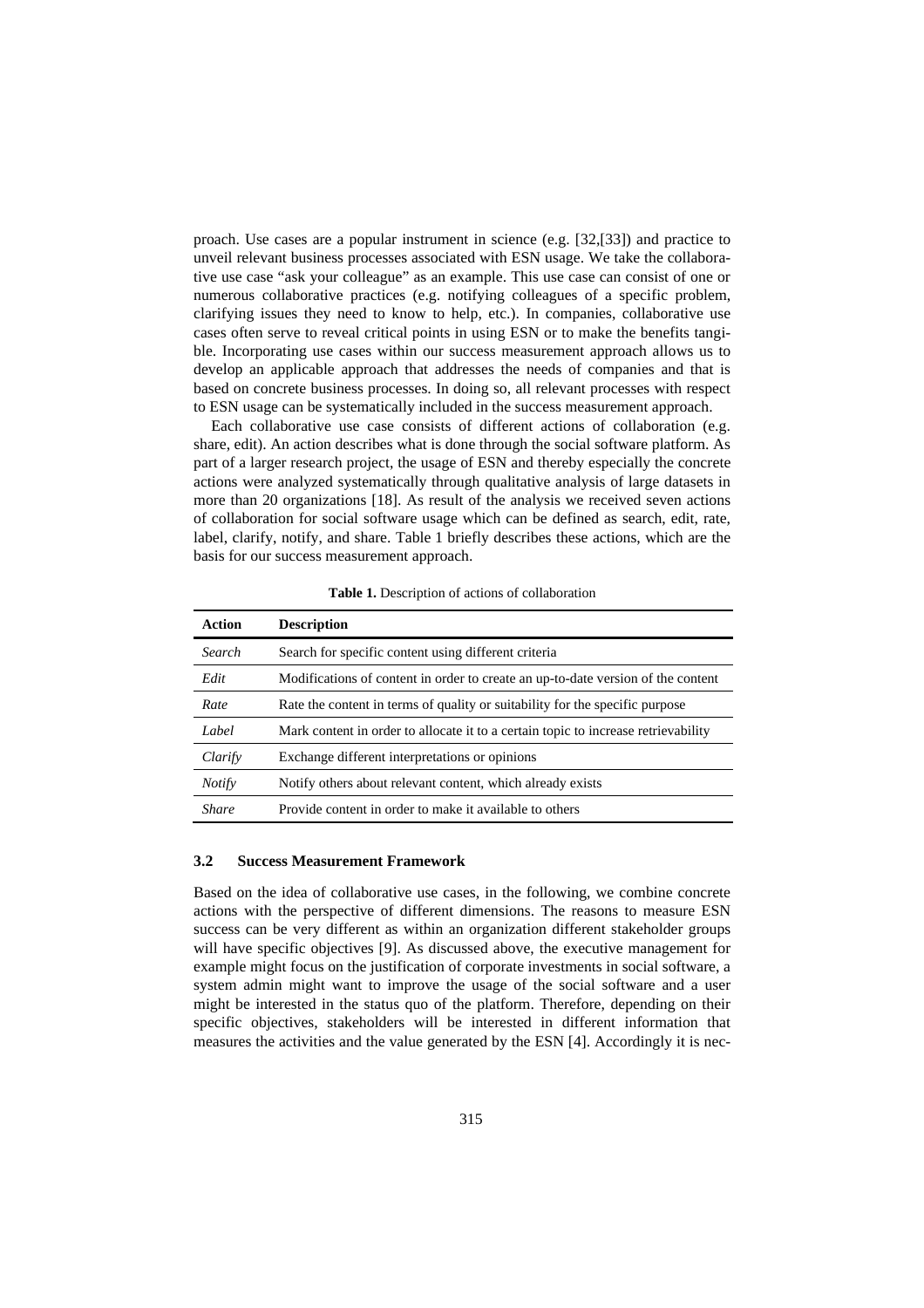proach. Use cases are a popular instrument in science (e.g. [32,[33]) and practice to unveil relevant business processes associated with ESN usage. We take the collaborative use case "ask your colleague" as an example. This use case can consist of one or numerous collaborative practices (e.g. notifying colleagues of a specific problem, clarifying issues they need to know to help, etc.). In companies, collaborative use cases often serve to reveal critical points in using ESN or to make the benefits tangible. Incorporating use cases within our success measurement approach allows us to develop an applicable approach that addresses the needs of companies and that is based on concrete business processes. In doing so, all relevant processes with respect to ESN usage can be systematically included in the success measurement approach.

Each collaborative use case consists of different actions of collaboration (e.g. share, edit). An action describes what is done through the social software platform. As part of a larger research project, the usage of ESN and thereby especially the concrete actions were analyzed systematically through qualitative analysis of large datasets in more than 20 organizations [18]. As result of the analysis we received seven actions of collaboration for social software usage which can be defined as search, edit, rate, label, clarify, notify, and share. Table 1 briefly describes these actions, which are the basis for our success measurement approach.

**Table 1.** Description of actions of collaboration

| Action | Description |
|---|---|
| *Search* | Search for specific content using different criteria |
| *Edit* | Modifications of content in order to create an up-to-date version of the content |
| *Rate* | Rate the content in terms of quality or suitability for the specific purpose |
| *Label* | Mark content in order to allocate it to a certain topic to increase retrievability |
| *Clarify* | Exchange different interpretations or opinions |
| *Notify* | Notify others about relevant content, which already exists |
| *Share* | Provide content in order to make it available to others |

### 3.2 Success Measurement Framework

Based on the idea of collaborative use cases, in the following, we combine concrete actions with the perspective of different dimensions. The reasons to measure ESN success can be very different as within an organization different stakeholder groups will have specific objectives [9]. As discussed above, the executive management for example might focus on the justification of corporate investments in social software, a system admin might want to improve the usage of the social software and a user might be interested in the status quo of the platform. Therefore, depending on their specific objectives, stakeholders will be interested in different information that measures the activities and the value generated by the ESN [4]. Accordingly it is nec-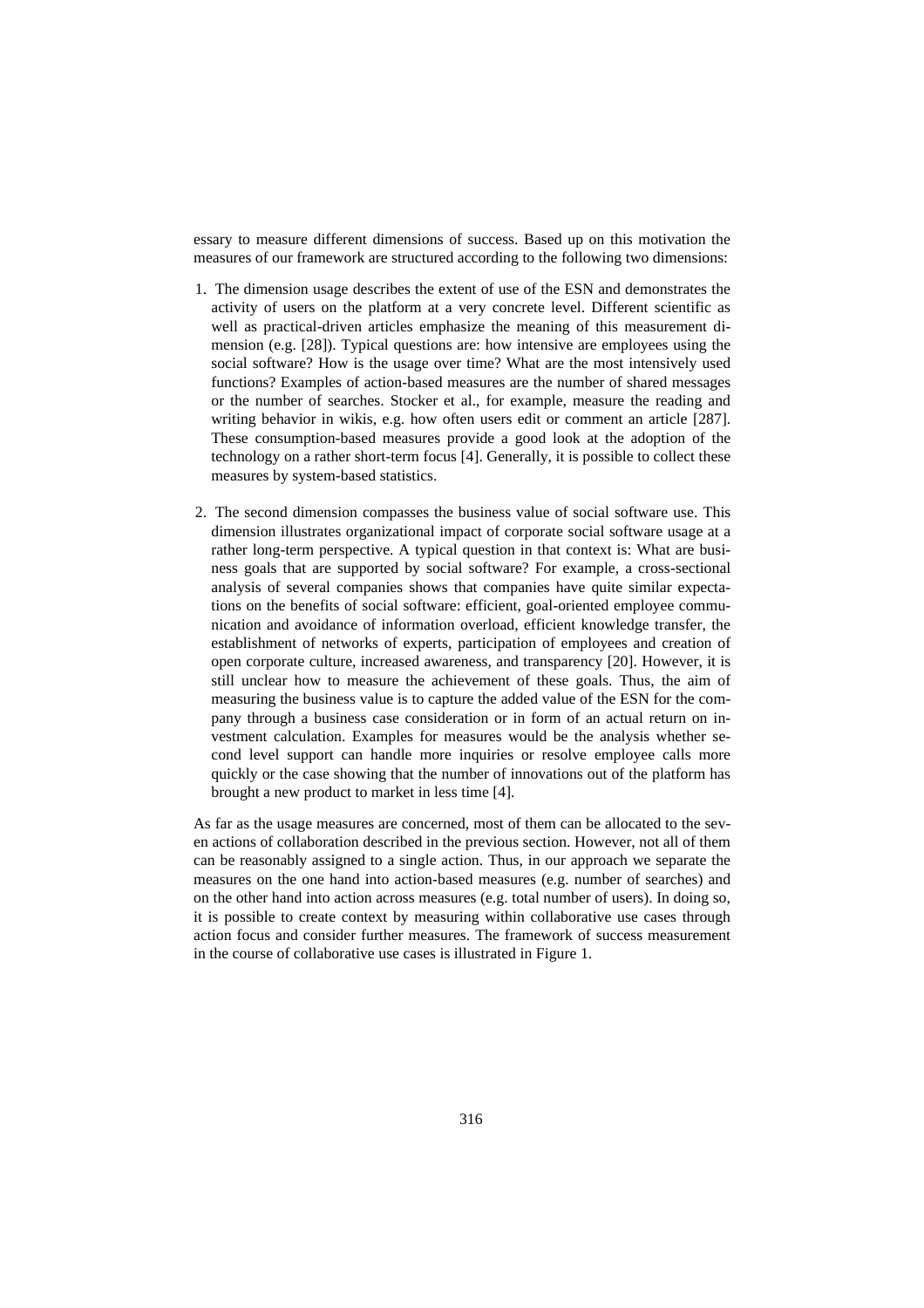essary to measure different dimensions of success. Based up on this motivation the measures of our framework are structured according to the following two dimensions:

1. The dimension usage describes the extent of use of the ESN and demonstrates the activity of users on the platform at a very concrete level. Different scientific as well as practical-driven articles emphasize the meaning of this measurement dimension (e.g. [28]). Typical questions are: how intensive are employees using the social software? How is the usage over time? What are the most intensively used functions? Examples of action-based measures are the number of shared messages or the number of searches. Stocker et al., for example, measure the reading and writing behavior in wikis, e.g. how often users edit or comment an article [287]. These consumption-based measures provide a good look at the adoption of the technology on a rather short-term focus [4]. Generally, it is possible to collect these measures by system-based statistics.

2. The second dimension compasses the business value of social software use. This dimension illustrates organizational impact of corporate social software usage at a rather long-term perspective. A typical question in that context is: What are business goals that are supported by social software? For example, a cross-sectional analysis of several companies shows that companies have quite similar expectations on the benefits of social software: efficient, goal-oriented employee communication and avoidance of information overload, efficient knowledge transfer, the establishment of networks of experts, participation of employees and creation of open corporate culture, increased awareness, and transparency [20]. However, it is still unclear how to measure the achievement of these goals. Thus, the aim of measuring the business value is to capture the added value of the ESN for the company through a business case consideration or in form of an actual return on investment calculation. Examples for measures would be the analysis whether second level support can handle more inquiries or resolve employee calls more quickly or the case showing that the number of innovations out of the platform has brought a new product to market in less time [4].

As far as the usage measures are concerned, most of them can be allocated to the seven actions of collaboration described in the previous section. However, not all of them can be reasonably assigned to a single action. Thus, in our approach we separate the measures on the one hand into action-based measures (e.g. number of searches) and on the other hand into action across measures (e.g. total number of users). In doing so, it is possible to create context by measuring within collaborative use cases through action focus and consider further measures. The framework of success measurement in the course of collaborative use cases is illustrated in Figure 1.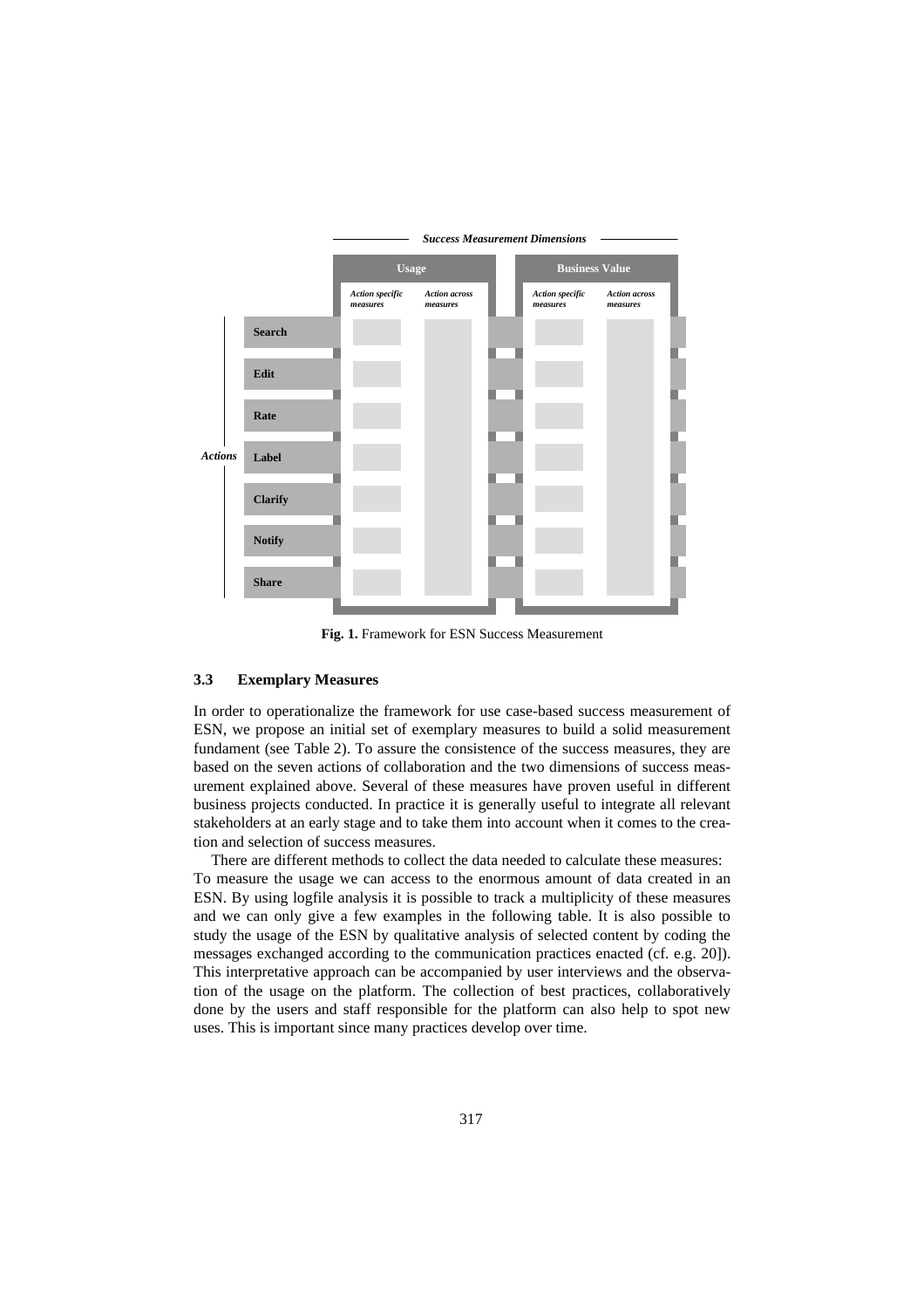Fig. 1. Framework for ESN Success Measurement

### 3.3 Exemplary Measures

In order to operationalize the framework for use case-based success measurement of ESN, we propose an initial set of exemplary measures to build a solid measurement fundament (see Table 2). To assure the consistence of the success measures, they are based on the seven actions of collaboration and the two dimensions of success measurement explained above. Several of these measures have proven useful in different business projects conducted. In practice it is generally useful to integrate all relevant stakeholders at an early stage and to take them into account when it comes to the creation and selection of success measures.

There are different methods to collect the data needed to calculate these measures: To measure the usage we can access to the enormous amount of data created in an ESN. By using logfile analysis it is possible to track a multiplicity of these measures and we can only give a few examples in the following table. It is also possible to study the usage of the ESN by qualitative analysis of selected content by coding the messages exchanged according to the communication practices enacted (cf. e.g. 20]). This interpretative approach can be accompanied by user interviews and the observation of the usage on the platform. The collection of best practices, collaboratively done by the users and staff responsible for the platform can also help to spot new uses. This is important since many practices develop over time.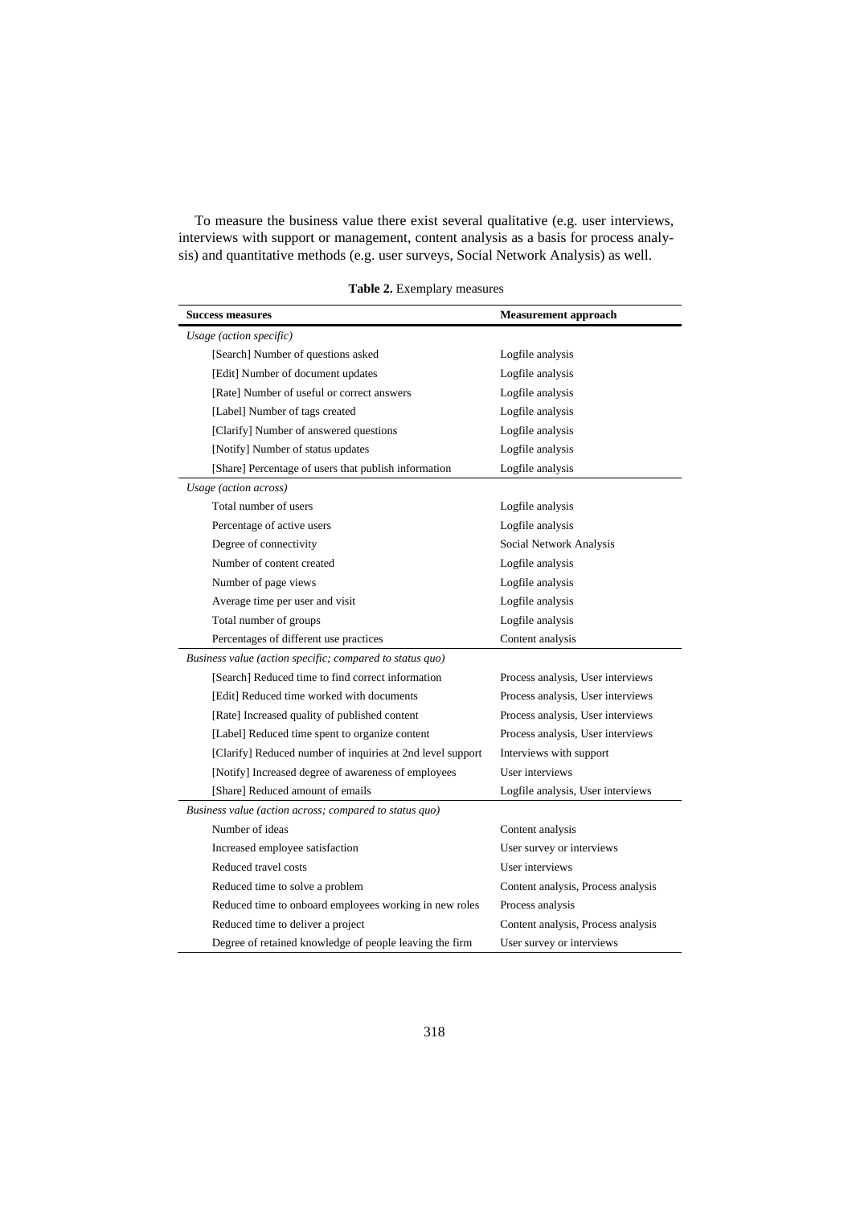To measure the business value there exist several qualitative (e.g. user interviews, interviews with support or management, content analysis as a basis for process analysis) and quantitative methods (e.g. user surveys, Social Network Analysis) as well.

**Table 2.** Exemplary measures

| Success measures | Measurement approach |
|---|---|
| *Usage (action specific)* | |
| [Search] Number of questions asked | Logfile analysis |
| [Edit] Number of document updates | Logfile analysis |
| [Rate] Number of useful or correct answers | Logfile analysis |
| [Label] Number of tags created | Logfile analysis |
| [Clarify] Number of answered questions | Logfile analysis |
| [Notify] Number of status updates | Logfile analysis |
| [Share] Percentage of users that publish information | Logfile analysis |
| *Usage (action across)* | |
| Total number of users | Logfile analysis |
| Percentage of active users | Logfile analysis |
| Degree of connectivity | Social Network Analysis |
| Number of content created | Logfile analysis |
| Number of page views | Logfile analysis |
| Average time per user and visit | Logfile analysis |
| Total number of groups | Logfile analysis |
| Percentages of different use practices | Content analysis |
| *Business value (action specific; compared to status quo)* | |
| [Search] Reduced time to find correct information | Process analysis, User interviews |
| [Edit] Reduced time worked with documents | Process analysis, User interviews |
| [Rate] Increased quality of published content | Process analysis, User interviews |
| [Label] Reduced time spent to organize content | Process analysis, User interviews |
| [Clarify] Reduced number of inquiries at 2nd level support | Interviews with support |
| [Notify] Increased degree of awareness of employees | User interviews |
| [Share] Reduced amount of emails | Logfile analysis, User interviews |
| *Business value (action across; compared to status quo)* | |
| Number of ideas | Content analysis |
| Increased employee satisfaction | User survey or interviews |
| Reduced travel costs | User interviews |
| Reduced time to solve a problem | Content analysis, Process analysis |
| Reduced time to onboard employees working in new roles | Process analysis |
| Reduced time to deliver a project | Content analysis, Process analysis |
| Degree of retained knowledge of people leaving the firm | User survey or interviews |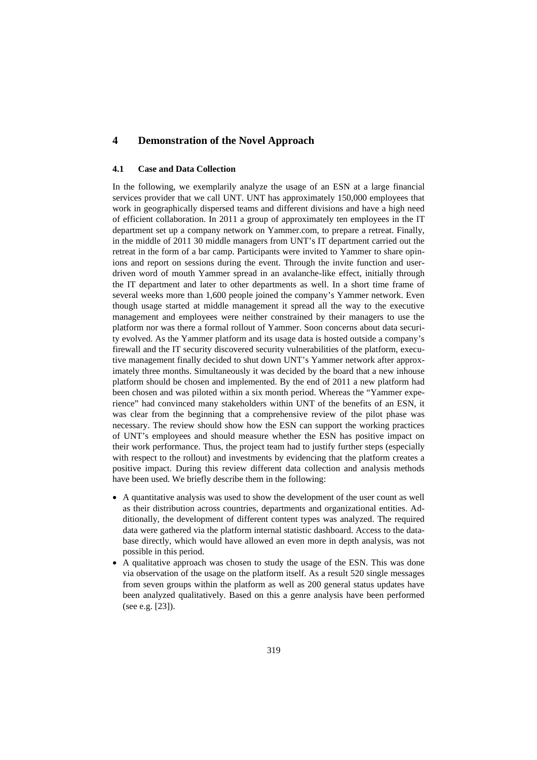# 4 Demonstration of the Novel Approach

## 4.1 Case and Data Collection

In the following, we exemplarily analyze the usage of an ESN at a large financial services provider that we call UNT. UNT has approximately 150,000 employees that work in geographically dispersed teams and different divisions and have a high need of efficient collaboration. In 2011 a group of approximately ten employees in the IT department set up a company network on Yammer.com, to prepare a retreat. Finally, in the middle of 2011 30 middle managers from UNT's IT department carried out the retreat in the form of a bar camp. Participants were invited to Yammer to share opinions and report on sessions during the event. Through the invite function and user-driven word of mouth Yammer spread in an avalanche-like effect, initially through the IT department and later to other departments as well. In a short time frame of several weeks more than 1,600 people joined the company's Yammer network. Even though usage started at middle management it spread all the way to the executive management and employees were neither constrained by their managers to use the platform nor was there a formal rollout of Yammer. Soon concerns about data security evolved. As the Yammer platform and its usage data is hosted outside a company's firewall and the IT security discovered security vulnerabilities of the platform, executive management finally decided to shut down UNT's Yammer network after approximately three months. Simultaneously it was decided by the board that a new inhouse platform should be chosen and implemented. By the end of 2011 a new platform had been chosen and was piloted within a six month period. Whereas the "Yammer experience" had convinced many stakeholders within UNT of the benefits of an ESN, it was clear from the beginning that a comprehensive review of the pilot phase was necessary. The review should show how the ESN can support the working practices of UNT's employees and should measure whether the ESN has positive impact on their work performance. Thus, the project team had to justify further steps (especially with respect to the rollout) and investments by evidencing that the platform creates a positive impact. During this review different data collection and analysis methods have been used. We briefly describe them in the following:

- A quantitative analysis was used to show the development of the user count as well as their distribution across countries, departments and organizational entities. Additionally, the development of different content types was analyzed. The required data were gathered via the platform internal statistic dashboard. Access to the database directly, which would have allowed an even more in depth analysis, was not possible in this period.
- A qualitative approach was chosen to study the usage of the ESN. This was done via observation of the usage on the platform itself. As a result 520 single messages from seven groups within the platform as well as 200 general status updates have been analyzed qualitatively. Based on this a genre analysis have been performed (see e.g. [23]).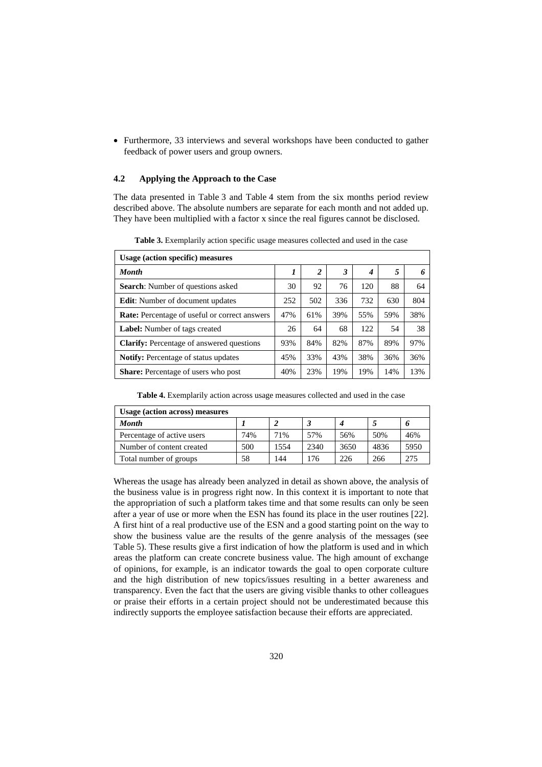- Furthermore, 33 interviews and several workshops have been conducted to gather feedback of power users and group owners.

### 4.2 Applying the Approach to the Case

The data presented in Table 3 and Table 4 stem from the six months period review described above. The absolute numbers are separate for each month and not added up. They have been multiplied with a factor x since the real figures cannot be disclosed.

**Table 3.** Exemplarily action specific usage measures collected and used in the case

| **Usage (action specific) measures** | | | | | | |
|---|---|---|---|---|---|---|
| ***Month*** | ***1*** | ***2*** | ***3*** | ***4*** | ***5*** | ***6*** |
| **Search**: Number of questions asked | 30 | 92 | 76 | 120 | 88 | 64 |
| **Edit**: Number of document updates | 252 | 502 | 336 | 732 | 630 | 804 |
| **Rate:** Percentage of useful or correct answers | 47% | 61% | 39% | 55% | 59% | 38% |
| **Label:** Number of tags created | 26 | 64 | 68 | 122 | 54 | 38 |
| **Clarify:** Percentage of answered questions | 93% | 84% | 82% | 87% | 89% | 97% |
| **Notify:** Percentage of status updates | 45% | 33% | 43% | 38% | 36% | 36% |
| **Share:** Percentage of users who post | 40% | 23% | 19% | 19% | 14% | 13% |

**Table 4.** Exemplarily action across usage measures collected and used in the case

| **Usage (action across) measures** | | | | | | |
|---|---|---|---|---|---|---|
| ***Month*** | ***1*** | ***2*** | ***3*** | ***4*** | ***5*** | ***6*** |
| Percentage of active users | 74% | 71% | 57% | 56% | 50% | 46% |
| Number of content created | 500 | 1554 | 2340 | 3650 | 4836 | 5950 |
| Total number of groups | 58 | 144 | 176 | 226 | 266 | 275 |

Whereas the usage has already been analyzed in detail as shown above, the analysis of the business value is in progress right now. In this context it is important to note that the appropriation of such a platform takes time and that some results can only be seen after a year of use or more when the ESN has found its place in the user routines [22]. A first hint of a real productive use of the ESN and a good starting point on the way to show the business value are the results of the genre analysis of the messages (see Table 5). These results give a first indication of how the platform is used and in which areas the platform can create concrete business value. The high amount of exchange of opinions, for example, is an indicator towards the goal to open corporate culture and the high distribution of new topics/issues resulting in a better awareness and transparency. Even the fact that the users are giving visible thanks to other colleagues or praise their efforts in a certain project should not be underestimated because this indirectly supports the employee satisfaction because their efforts are appreciated.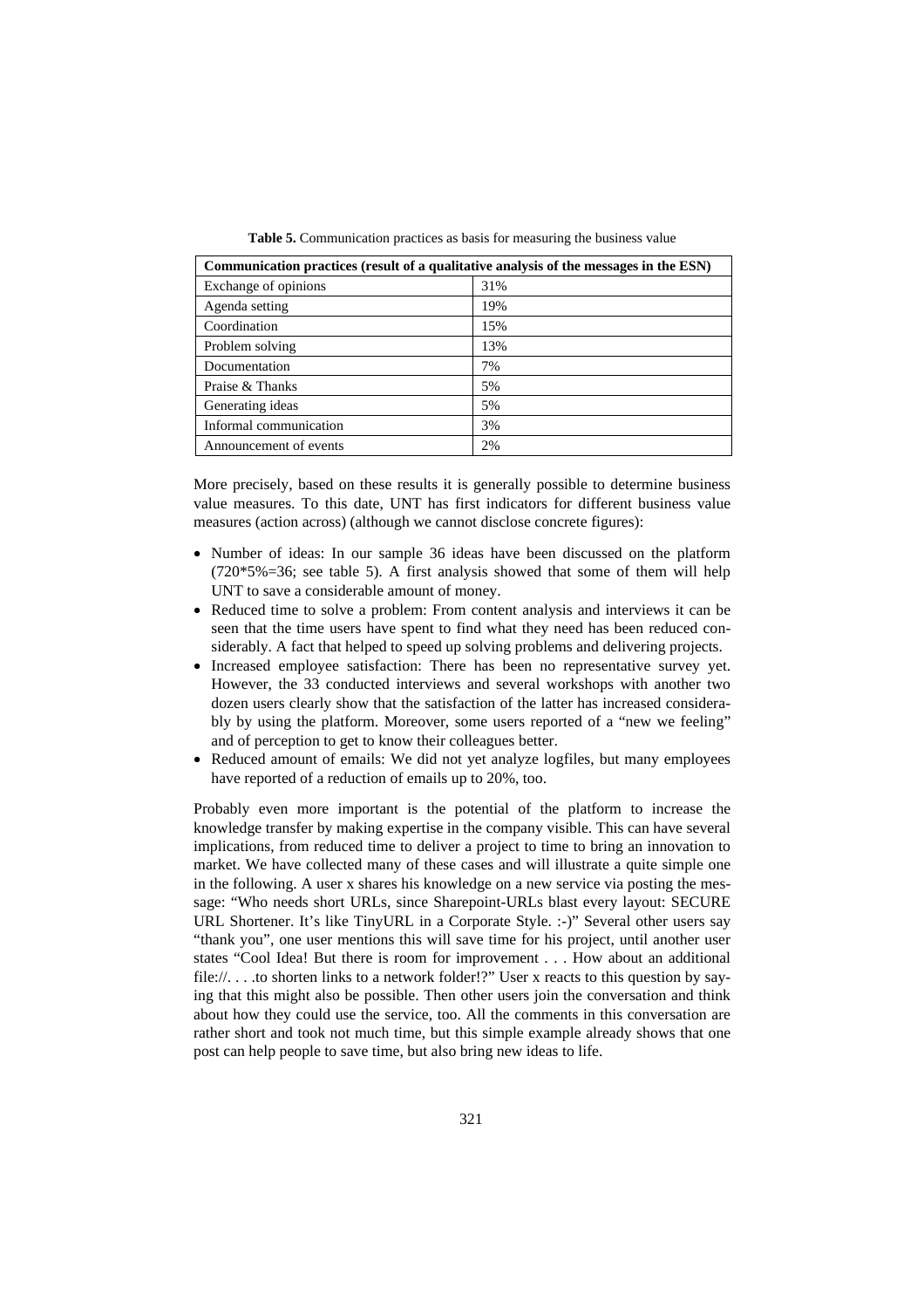**Table 5.** Communication practices as basis for measuring the business value

| Communication practices (result of a qualitative analysis of the messages in the ESN) | |
|---|---|
| Exchange of opinions | 31% |
| Agenda setting | 19% |
| Coordination | 15% |
| Problem solving | 13% |
| Documentation | 7% |
| Praise & Thanks | 5% |
| Generating ideas | 5% |
| Informal communication | 3% |
| Announcement of events | 2% |

More precisely, based on these results it is generally possible to determine business value measures. To this date, UNT has first indicators for different business value measures (action across) (although we cannot disclose concrete figures):

- Number of ideas: In our sample 36 ideas have been discussed on the platform (720*5%=36; see table 5). A first analysis showed that some of them will help UNT to save a considerable amount of money.
- Reduced time to solve a problem: From content analysis and interviews it can be seen that the time users have spent to find what they need has been reduced considerably. A fact that helped to speed up solving problems and delivering projects.
- Increased employee satisfaction: There has been no representative survey yet. However, the 33 conducted interviews and several workshops with another two dozen users clearly show that the satisfaction of the latter has increased considerably by using the platform. Moreover, some users reported of a "new we feeling" and of perception to get to know their colleagues better.
- Reduced amount of emails: We did not yet analyze logfiles, but many employees have reported of a reduction of emails up to 20%, too.

Probably even more important is the potential of the platform to increase the knowledge transfer by making expertise in the company visible. This can have several implications, from reduced time to deliver a project to time to bring an innovation to market. We have collected many of these cases and will illustrate a quite simple one in the following. A user x shares his knowledge on a new service via posting the message: "Who needs short URLs, since Sharepoint-URLs blast every layout: SECURE URL Shortener. It's like TinyURL in a Corporate Style. :-)" Several other users say "thank you", one user mentions this will save time for his project, until another user states "Cool Idea! But there is room for improvement . . . How about an additional file://. . . .to shorten links to a network folder!?" User x reacts to this question by saying that this might also be possible. Then other users join the conversation and think about how they could use the service, too. All the comments in this conversation are rather short and took not much time, but this simple example already shows that one post can help people to save time, but also bring new ideas to life.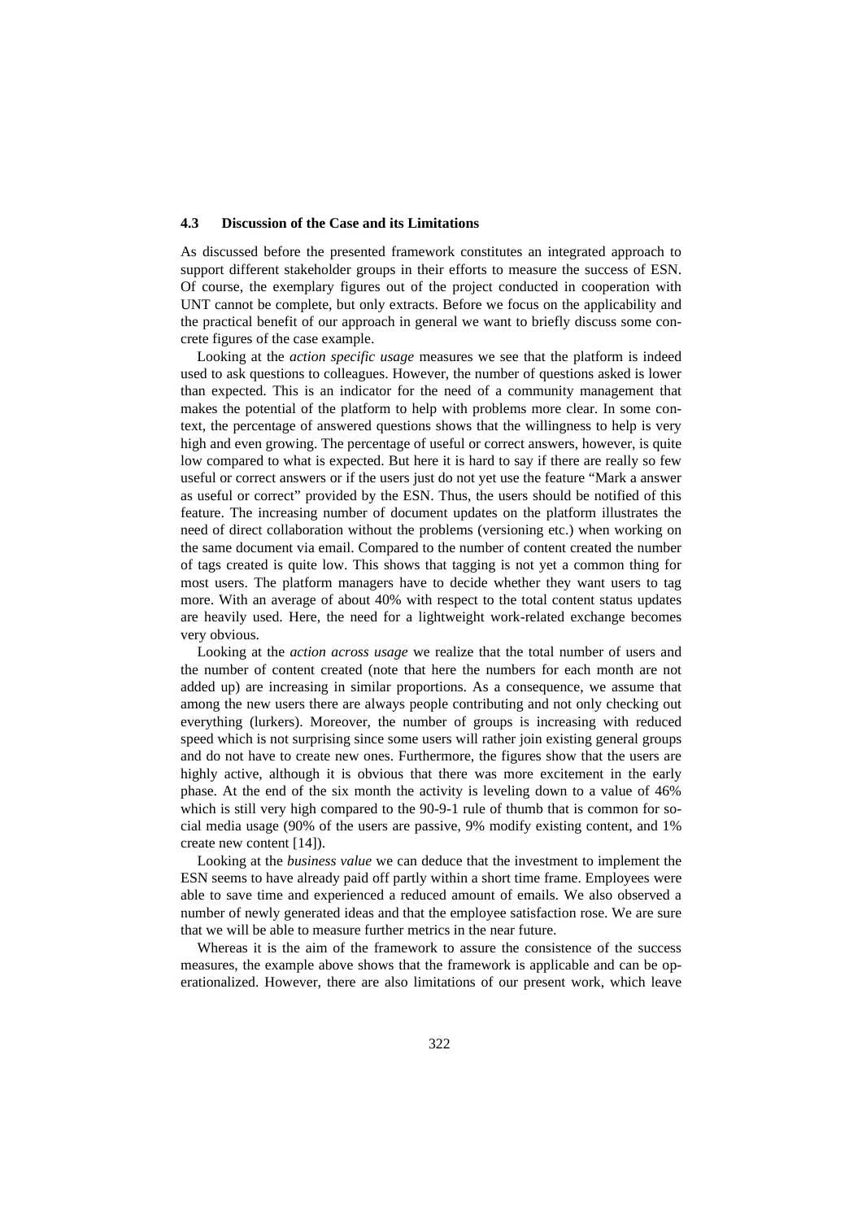### 4.3 Discussion of the Case and its Limitations

As discussed before the presented framework constitutes an integrated approach to support different stakeholder groups in their efforts to measure the success of ESN. Of course, the exemplary figures out of the project conducted in cooperation with UNT cannot be complete, but only extracts. Before we focus on the applicability and the practical benefit of our approach in general we want to briefly discuss some concrete figures of the case example.

Looking at the *action specific usage* measures we see that the platform is indeed used to ask questions to colleagues. However, the number of questions asked is lower than expected. This is an indicator for the need of a community management that makes the potential of the platform to help with problems more clear. In some context, the percentage of answered questions shows that the willingness to help is very high and even growing. The percentage of useful or correct answers, however, is quite low compared to what is expected. But here it is hard to say if there are really so few useful or correct answers or if the users just do not yet use the feature "Mark a answer as useful or correct" provided by the ESN. Thus, the users should be notified of this feature. The increasing number of document updates on the platform illustrates the need of direct collaboration without the problems (versioning etc.) when working on the same document via email. Compared to the number of content created the number of tags created is quite low. This shows that tagging is not yet a common thing for most users. The platform managers have to decide whether they want users to tag more. With an average of about 40% with respect to the total content status updates are heavily used. Here, the need for a lightweight work-related exchange becomes very obvious.

Looking at the *action across usage* we realize that the total number of users and the number of content created (note that here the numbers for each month are not added up) are increasing in similar proportions. As a consequence, we assume that among the new users there are always people contributing and not only checking out everything (lurkers). Moreover, the number of groups is increasing with reduced speed which is not surprising since some users will rather join existing general groups and do not have to create new ones. Furthermore, the figures show that the users are highly active, although it is obvious that there was more excitement in the early phase. At the end of the six month the activity is leveling down to a value of 46% which is still very high compared to the 90-9-1 rule of thumb that is common for social media usage (90% of the users are passive, 9% modify existing content, and 1% create new content [14]).

Looking at the *business value* we can deduce that the investment to implement the ESN seems to have already paid off partly within a short time frame. Employees were able to save time and experienced a reduced amount of emails. We also observed a number of newly generated ideas and that the employee satisfaction rose. We are sure that we will be able to measure further metrics in the near future.

Whereas it is the aim of the framework to assure the consistence of the success measures, the example above shows that the framework is applicable and can be operationalized. However, there are also limitations of our present work, which leave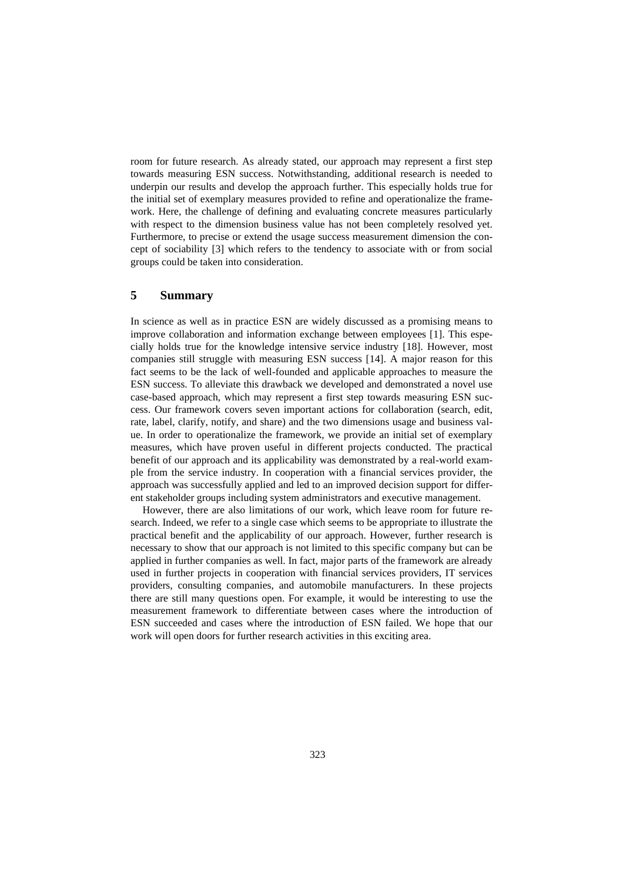room for future research. As already stated, our approach may represent a first step towards measuring ESN success. Notwithstanding, additional research is needed to underpin our results and develop the approach further. This especially holds true for the initial set of exemplary measures provided to refine and operationalize the framework. Here, the challenge of defining and evaluating concrete measures particularly with respect to the dimension business value has not been completely resolved yet. Furthermore, to precise or extend the usage success measurement dimension the concept of sociability [3] which refers to the tendency to associate with or from social groups could be taken into consideration.

## 5 Summary

In science as well as in practice ESN are widely discussed as a promising means to improve collaboration and information exchange between employees [1]. This especially holds true for the knowledge intensive service industry [18]. However, most companies still struggle with measuring ESN success [14]. A major reason for this fact seems to be the lack of well-founded and applicable approaches to measure the ESN success. To alleviate this drawback we developed and demonstrated a novel use case-based approach, which may represent a first step towards measuring ESN success. Our framework covers seven important actions for collaboration (search, edit, rate, label, clarify, notify, and share) and the two dimensions usage and business value. In order to operationalize the framework, we provide an initial set of exemplary measures, which have proven useful in different projects conducted. The practical benefit of our approach and its applicability was demonstrated by a real-world example from the service industry. In cooperation with a financial services provider, the approach was successfully applied and led to an improved decision support for different stakeholder groups including system administrators and executive management.

However, there are also limitations of our work, which leave room for future research. Indeed, we refer to a single case which seems to be appropriate to illustrate the practical benefit and the applicability of our approach. However, further research is necessary to show that our approach is not limited to this specific company but can be applied in further companies as well. In fact, major parts of the framework are already used in further projects in cooperation with financial services providers, IT services providers, consulting companies, and automobile manufacturers. In these projects there are still many questions open. For example, it would be interesting to use the measurement framework to differentiate between cases where the introduction of ESN succeeded and cases where the introduction of ESN failed. We hope that our work will open doors for further research activities in this exciting area.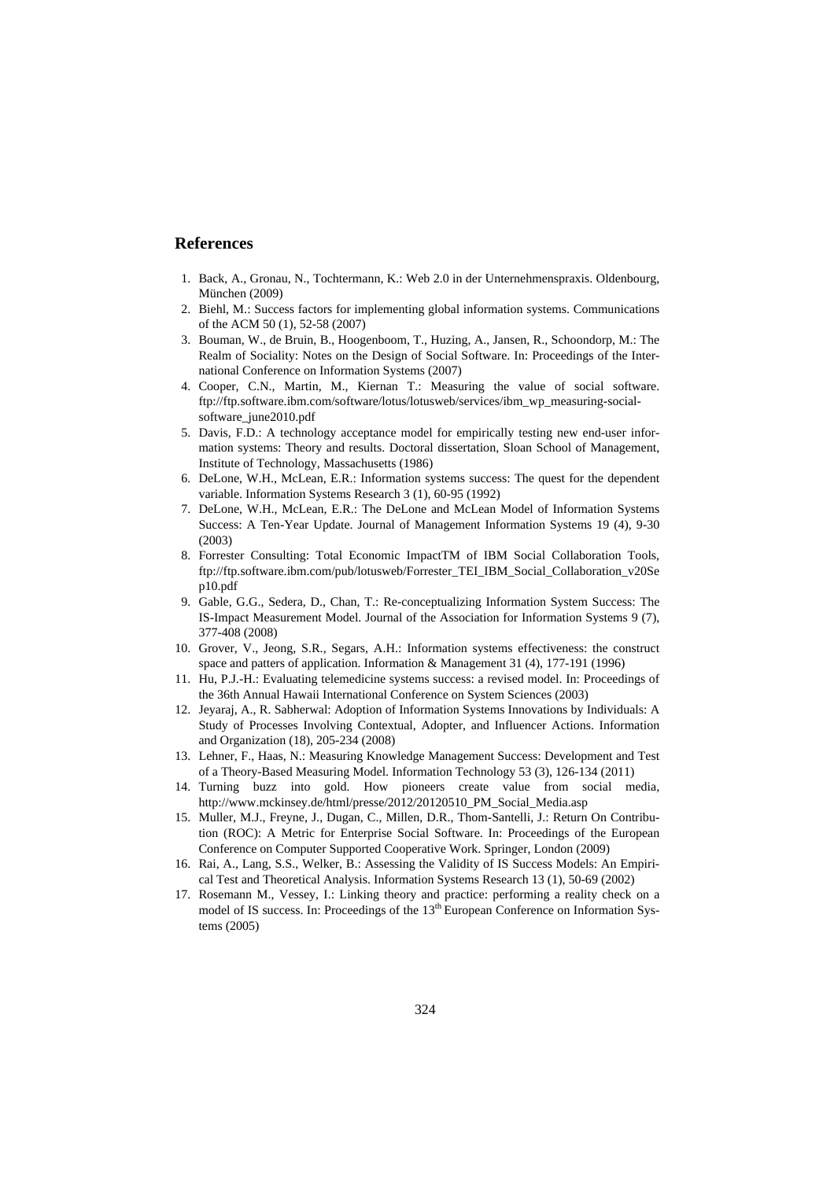## References

1. Back, A., Gronau, N., Tochtermann, K.: Web 2.0 in der Unternehmenspraxis. Oldenbourg, München (2009)
2. Biehl, M.: Success factors for implementing global information systems. Communications of the ACM 50 (1), 52-58 (2007)
3. Bouman, W., de Bruin, B., Hoogenboom, T., Huzing, A., Jansen, R., Schoondorp, M.: The Realm of Sociality: Notes on the Design of Social Software. In: Proceedings of the International Conference on Information Systems (2007)
4. Cooper, C.N., Martin, M., Kiernan T.: Measuring the value of social software. ftp://ftp.software.ibm.com/software/lotus/lotusweb/services/ibm_wp_measuring-social-software_june2010.pdf
5. Davis, F.D.: A technology acceptance model for empirically testing new end-user information systems: Theory and results. Doctoral dissertation, Sloan School of Management, Institute of Technology, Massachusetts (1986)
6. DeLone, W.H., McLean, E.R.: Information systems success: The quest for the dependent variable. Information Systems Research 3 (1), 60-95 (1992)
7. DeLone, W.H., McLean, E.R.: The DeLone and McLean Model of Information Systems Success: A Ten-Year Update. Journal of Management Information Systems 19 (4), 9-30 (2003)
8. Forrester Consulting: Total Economic ImpactTM of IBM Social Collaboration Tools, ftp://ftp.software.ibm.com/pub/lotusweb/Forrester_TEI_IBM_Social_Collaboration_v20Sep10.pdf
9. Gable, G.G., Sedera, D., Chan, T.: Re-conceptualizing Information System Success: The IS-Impact Measurement Model. Journal of the Association for Information Systems 9 (7), 377-408 (2008)
10. Grover, V., Jeong, S.R., Segars, A.H.: Information systems effectiveness: the construct space and patters of application. Information & Management 31 (4), 177-191 (1996)
11. Hu, P.J.-H.: Evaluating telemedicine systems success: a revised model. In: Proceedings of the 36th Annual Hawaii International Conference on System Sciences (2003)
12. Jeyaraj, A., R. Sabherwal: Adoption of Information Systems Innovations by Individuals: A Study of Processes Involving Contextual, Adopter, and Influencer Actions. Information and Organization (18), 205-234 (2008)
13. Lehner, F., Haas, N.: Measuring Knowledge Management Success: Development and Test of a Theory-Based Measuring Model. Information Technology 53 (3), 126-134 (2011)
14. Turning buzz into gold. How pioneers create value from social media, http://www.mckinsey.de/html/presse/2012/20120510_PM_Social_Media.asp
15. Muller, M.J., Freyne, J., Dugan, C., Millen, D.R., Thom-Santelli, J.: Return On Contribution (ROC): A Metric for Enterprise Social Software. In: Proceedings of the European Conference on Computer Supported Cooperative Work. Springer, London (2009)
16. Rai, A., Lang, S.S., Welker, B.: Assessing the Validity of IS Success Models: An Empirical Test and Theoretical Analysis. Information Systems Research 13 (1), 50-69 (2002)
17. Rosemann M., Vessey, I.: Linking theory and practice: performing a reality check on a model of IS success. In: Proceedings of the 13th European Conference on Information Systems (2005)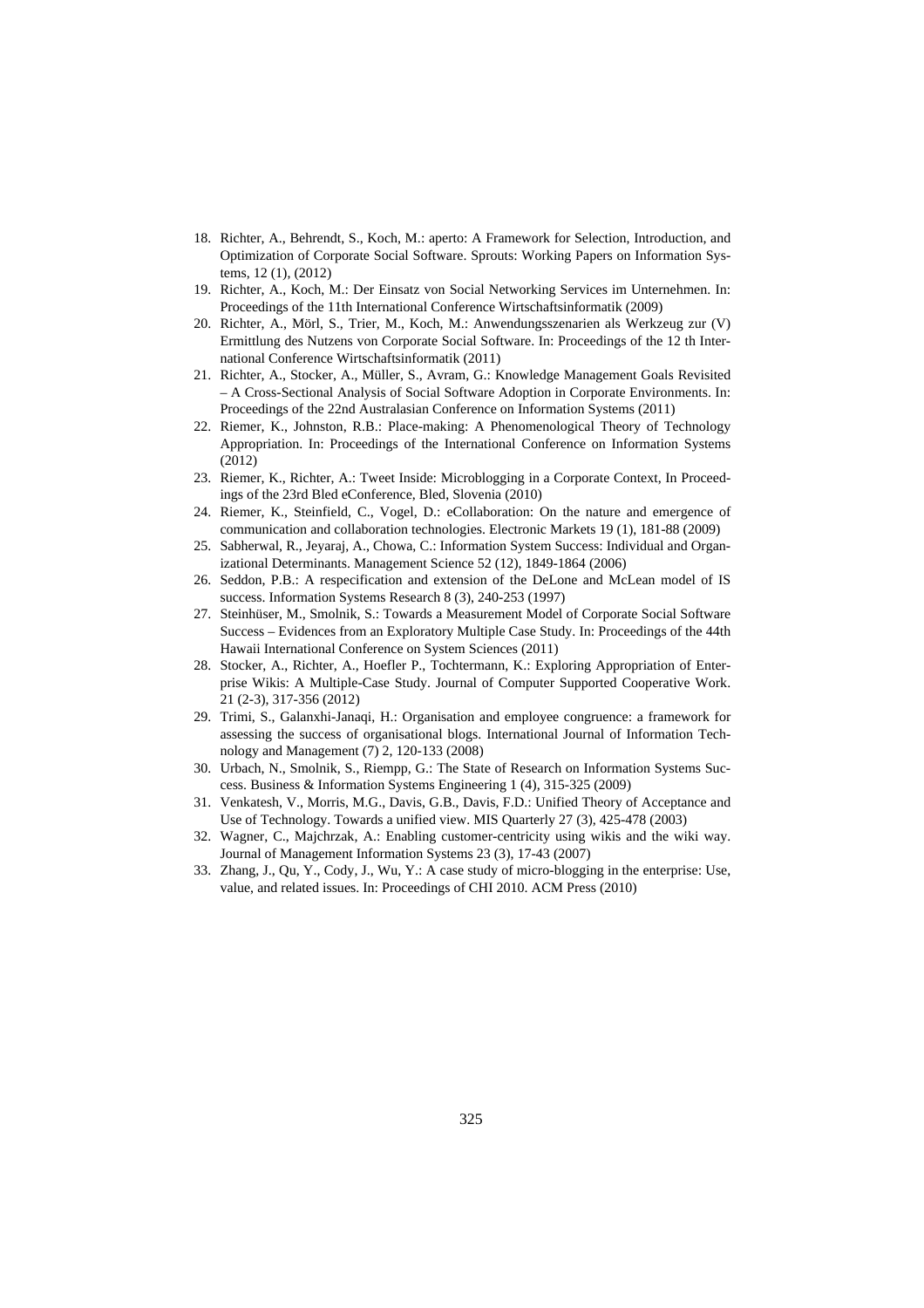18. Richter, A., Behrendt, S., Koch, M.: aperto: A Framework for Selection, Introduction, and Optimization of Corporate Social Software. Sprouts: Working Papers on Information Systems, 12 (1), (2012)
19. Richter, A., Koch, M.: Der Einsatz von Social Networking Services im Unternehmen. In: Proceedings of the 11th International Conference Wirtschaftsinformatik (2009)
20. Richter, A., Mörl, S., Trier, M., Koch, M.: Anwendungsszenarien als Werkzeug zur (V) Ermittlung des Nutzens von Corporate Social Software. In: Proceedings of the 12 th International Conference Wirtschaftsinformatik (2011)
21. Richter, A., Stocker, A., Müller, S., Avram, G.: Knowledge Management Goals Revisited – A Cross-Sectional Analysis of Social Software Adoption in Corporate Environments. In: Proceedings of the 22nd Australasian Conference on Information Systems (2011)
22. Riemer, K., Johnston, R.B.: Place-making: A Phenomenological Theory of Technology Appropriation. In: Proceedings of the International Conference on Information Systems (2012)
23. Riemer, K., Richter, A.: Tweet Inside: Microblogging in a Corporate Context, In Proceedings of the 23rd Bled eConference, Bled, Slovenia (2010)
24. Riemer, K., Steinfield, C., Vogel, D.: eCollaboration: On the nature and emergence of communication and collaboration technologies. Electronic Markets 19 (1), 181-88 (2009)
25. Sabherwal, R., Jeyaraj, A., Chowa, C.: Information System Success: Individual and Organizational Determinants. Management Science 52 (12), 1849-1864 (2006)
26. Seddon, P.B.: A respecification and extension of the DeLone and McLean model of IS success. Information Systems Research 8 (3), 240-253 (1997)
27. Steinhüser, M., Smolnik, S.: Towards a Measurement Model of Corporate Social Software Success – Evidences from an Exploratory Multiple Case Study. In: Proceedings of the 44th Hawaii International Conference on System Sciences (2011)
28. Stocker, A., Richter, A., Hoefler P., Tochtermann, K.: Exploring Appropriation of Enterprise Wikis: A Multiple-Case Study. Journal of Computer Supported Cooperative Work. 21 (2-3), 317-356 (2012)
29. Trimi, S., Galanxhi-Janaqi, H.: Organisation and employee congruence: a framework for assessing the success of organisational blogs. International Journal of Information Technology and Management (7) 2, 120-133 (2008)
30. Urbach, N., Smolnik, S., Riempp, G.: The State of Research on Information Systems Success. Business & Information Systems Engineering 1 (4), 315-325 (2009)
31. Venkatesh, V., Morris, M.G., Davis, G.B., Davis, F.D.: Unified Theory of Acceptance and Use of Technology. Towards a unified view. MIS Quarterly 27 (3), 425-478 (2003)
32. Wagner, C., Majchrzak, A.: Enabling customer-centricity using wikis and the wiki way. Journal of Management Information Systems 23 (3), 17-43 (2007)
33. Zhang, J., Qu, Y., Cody, J., Wu, Y.: A case study of micro-blogging in the enterprise: Use, value, and related issues. In: Proceedings of CHI 2010. ACM Press (2010)